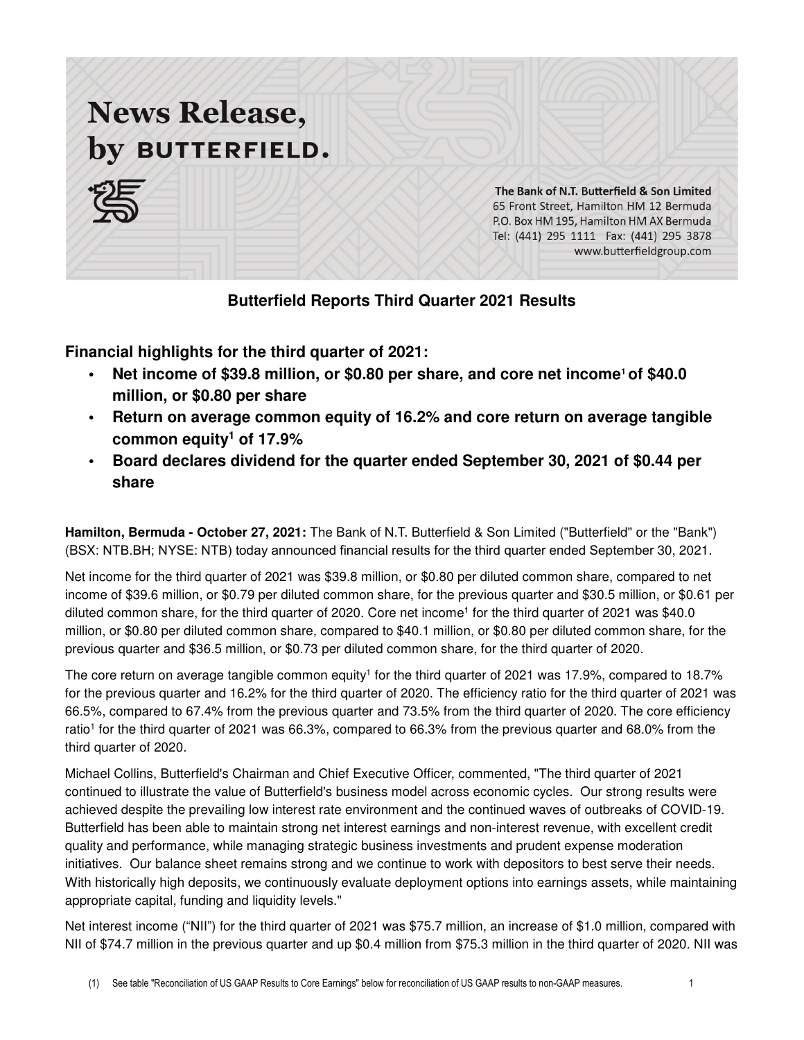# News Release, by BUTTERFIELD.

The Bank of N.T. Butterfield & Son Limited
65 Front Street, Hamilton HM 12 Bermuda
P.O. Box HM 195, Hamilton HM AX Bermuda
Tel: (441) 295 1111 Fax: (441) 295 3878
www.butterfieldgroup.com

## Butterfield Reports Third Quarter 2021 Results

### Financial highlights for the third quarter of 2021:

- **Net income of $39.8 million, or $0.80 per share, and core net income[1] of $40.0 million, or $0.80 per share**
- **Return on average common equity of 16.2% and core return on average tangible common equity[1] of 17.9%**
- **Board declares dividend for the quarter ended September 30, 2021 of $0.44 per share**

**Hamilton, Bermuda - October 27, 2021:** The Bank of N.T. Butterfield & Son Limited ("Butterfield" or the "Bank") (BSX: NTB.BH; NYSE: NTB) today announced financial results for the third quarter ended September 30, 2021.

Net income for the third quarter of 2021 was $39.8 million, or $0.80 per diluted common share, compared to net income of $39.6 million, or $0.79 per diluted common share, for the previous quarter and $30.5 million, or $0.61 per diluted common share, for the third quarter of 2020. Core net income[1] for the third quarter of 2021 was $40.0 million, or $0.80 per diluted common share, compared to $40.1 million, or $0.80 per diluted common share, for the previous quarter and $36.5 million, or $0.73 per diluted common share, for the third quarter of 2020.

The core return on average tangible common equity[1] for the third quarter of 2021 was 17.9%, compared to 18.7% for the previous quarter and 16.2% for the third quarter of 2020. The efficiency ratio for the third quarter of 2021 was 66.5%, compared to 67.4% from the previous quarter and 73.5% from the third quarter of 2020. The core efficiency ratio[1] for the third quarter of 2021 was 66.3%, compared to 66.3% from the previous quarter and 68.0% from the third quarter of 2020.

Michael Collins, Butterfield's Chairman and Chief Executive Officer, commented, "The third quarter of 2021 continued to illustrate the value of Butterfield's business model across economic cycles. Our strong results were achieved despite the prevailing low interest rate environment and the continued waves of outbreaks of COVID-19. Butterfield has been able to maintain strong net interest earnings and non-interest revenue, with excellent credit quality and performance, while managing strategic business investments and prudent expense moderation initiatives. Our balance sheet remains strong and we continue to work with depositors to best serve their needs. With historically high deposits, we continuously evaluate deployment options into earnings assets, while maintaining appropriate capital, funding and liquidity levels."

Net interest income ("NII") for the third quarter of 2021 was $75.7 million, an increase of $1.0 million, compared with NII of $74.7 million in the previous quarter and up $0.4 million from $75.3 million in the third quarter of 2020. NII was

(1) See table "Reconciliation of US GAAP Results to Core Earnings" below for reconciliation of US GAAP results to non-GAAP measures.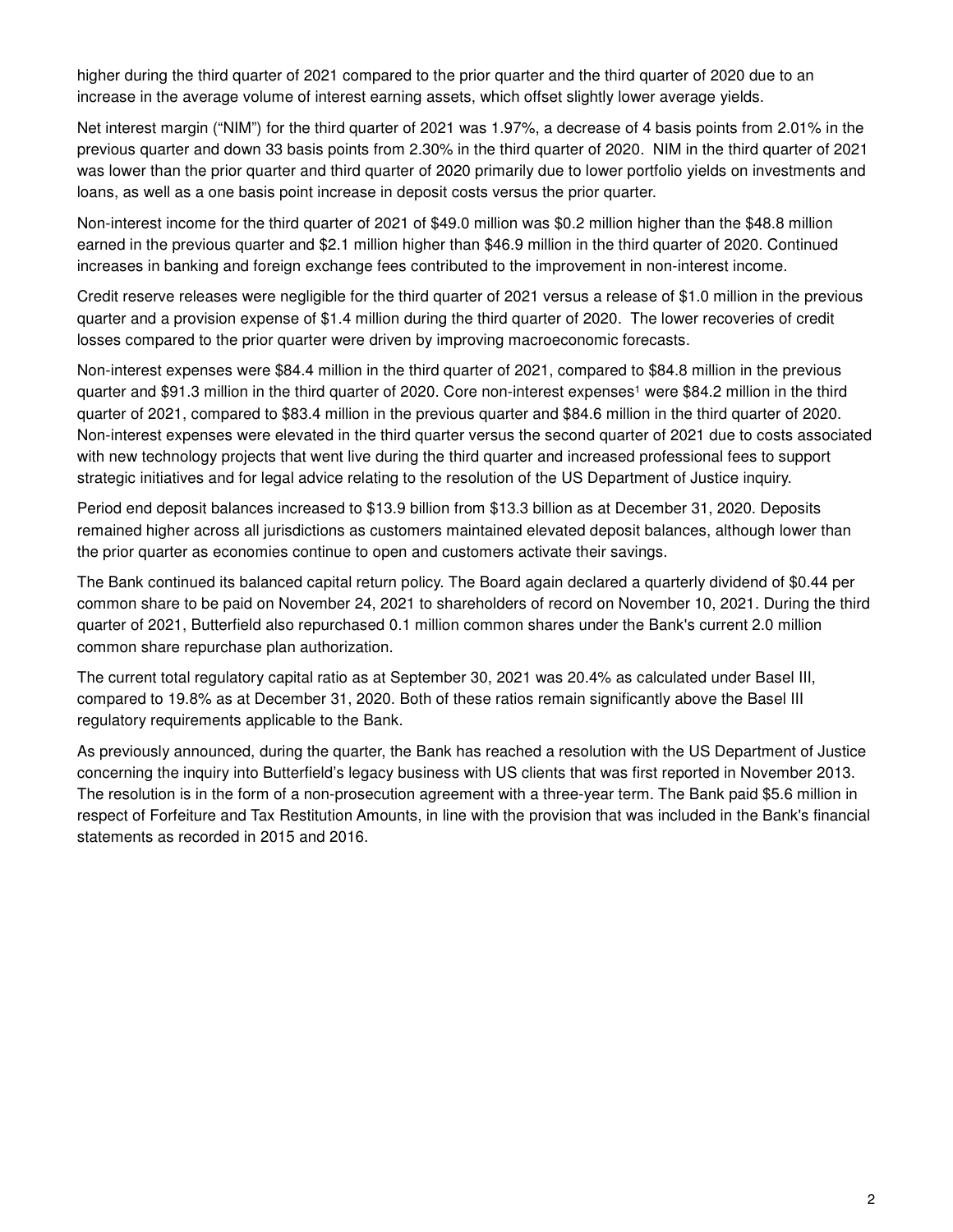higher during the third quarter of 2021 compared to the prior quarter and the third quarter of 2020 due to an increase in the average volume of interest earning assets, which offset slightly lower average yields.

Net interest margin ("NIM") for the third quarter of 2021 was 1.97%, a decrease of 4 basis points from 2.01% in the previous quarter and down 33 basis points from 2.30% in the third quarter of 2020. NIM in the third quarter of 2021 was lower than the prior quarter and third quarter of 2020 primarily due to lower portfolio yields on investments and loans, as well as a one basis point increase in deposit costs versus the prior quarter.

Non-interest income for the third quarter of 2021 of $49.0 million was $0.2 million higher than the $48.8 million earned in the previous quarter and $2.1 million higher than $46.9 million in the third quarter of 2020. Continued increases in banking and foreign exchange fees contributed to the improvement in non-interest income.

Credit reserve releases were negligible for the third quarter of 2021 versus a release of $1.0 million in the previous quarter and a provision expense of $1.4 million during the third quarter of 2020. The lower recoveries of credit losses compared to the prior quarter were driven by improving macroeconomic forecasts.

Non-interest expenses were $84.4 million in the third quarter of 2021, compared to $84.8 million in the previous quarter and $91.3 million in the third quarter of 2020. Core non-interest expenses[1] were $84.2 million in the third quarter of 2021, compared to $83.4 million in the previous quarter and $84.6 million in the third quarter of 2020. Non-interest expenses were elevated in the third quarter versus the second quarter of 2021 due to costs associated with new technology projects that went live during the third quarter and increased professional fees to support strategic initiatives and for legal advice relating to the resolution of the US Department of Justice inquiry.

Period end deposit balances increased to $13.9 billion from $13.3 billion as at December 31, 2020. Deposits remained higher across all jurisdictions as customers maintained elevated deposit balances, although lower than the prior quarter as economies continue to open and customers activate their savings.

The Bank continued its balanced capital return policy. The Board again declared a quarterly dividend of $0.44 per common share to be paid on November 24, 2021 to shareholders of record on November 10, 2021. During the third quarter of 2021, Butterfield also repurchased 0.1 million common shares under the Bank's current 2.0 million common share repurchase plan authorization.

The current total regulatory capital ratio as at September 30, 2021 was 20.4% as calculated under Basel III, compared to 19.8% as at December 31, 2020. Both of these ratios remain significantly above the Basel III regulatory requirements applicable to the Bank.

As previously announced, during the quarter, the Bank has reached a resolution with the US Department of Justice concerning the inquiry into Butterfield's legacy business with US clients that was first reported in November 2013. The resolution is in the form of a non-prosecution agreement with a three-year term. The Bank paid $5.6 million in respect of Forfeiture and Tax Restitution Amounts, in line with the provision that was included in the Bank's financial statements as recorded in 2015 and 2016.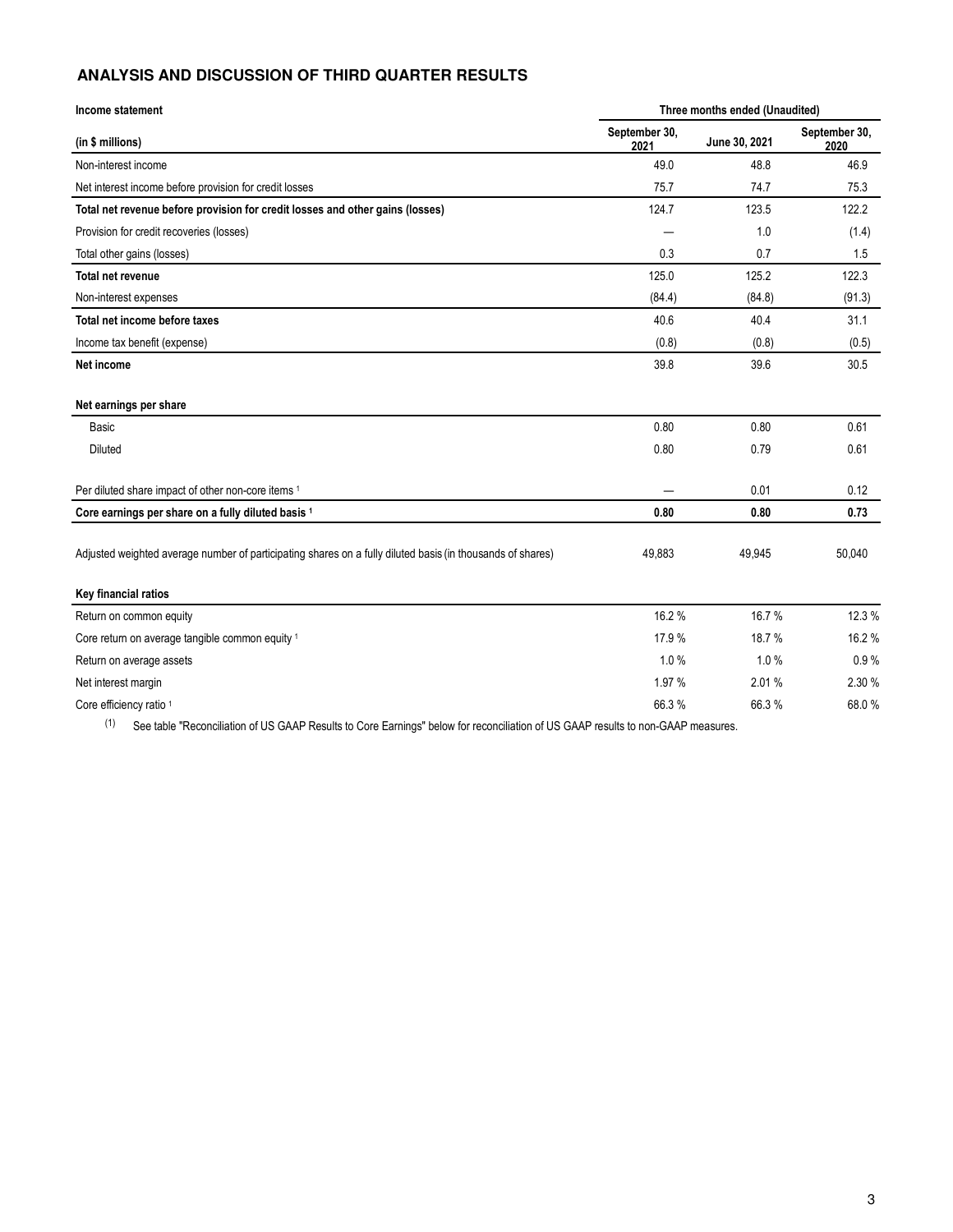## ANALYSIS AND DISCUSSION OF THIRD QUARTER RESULTS

| Income statement | Three months ended (Unaudited) | | |
|---|---|---|---|
| (in $ millions) | September 30, 2021 | June 30, 2021 | September 30, 2020 |
| Non-interest income | 49.0 | 48.8 | 46.9 |
| Net interest income before provision for credit losses | 75.7 | 74.7 | 75.3 |
| **Total net revenue before provision for credit losses and other gains (losses)** | 124.7 | 123.5 | 122.2 |
| Provision for credit recoveries (losses) | — | 1.0 | (1.4) |
| Total other gains (losses) | 0.3 | 0.7 | 1.5 |
| **Total net revenue** | 125.0 | 125.2 | 122.3 |
| Non-interest expenses | (84.4) | (84.8) | (91.3) |
| **Total net income before taxes** | 40.6 | 40.4 | 31.1 |
| Income tax benefit (expense) | (0.8) | (0.8) | (0.5) |
| **Net income** | 39.8 | 39.6 | 30.5 |
| | | | |
| **Net earnings per share** | | | |
| Basic | 0.80 | 0.80 | 0.61 |
| Diluted | 0.80 | 0.79 | 0.61 |
| | | | |
| Per diluted share impact of other non-core items [1] | — | 0.01 | 0.12 |
| **Core earnings per share on a fully diluted basis [1]** | **0.80** | **0.80** | **0.73** |
| | | | |
| Adjusted weighted average number of participating shares on a fully diluted basis (in thousands of shares) | 49,883 | 49,945 | 50,040 |
| | | | |
| **Key financial ratios** | | | |
| Return on common equity | 16.2 % | 16.7 % | 12.3 % |
| Core return on average tangible common equity [1] | 17.9 % | 18.7 % | 16.2 % |
| Return on average assets | 1.0 % | 1.0 % | 0.9 % |
| Net interest margin | 1.97 % | 2.01 % | 2.30 % |
| Core efficiency ratio [1] | 66.3 % | 66.3 % | 68.0 % |

(1) See table "Reconciliation of US GAAP Results to Core Earnings" below for reconciliation of US GAAP results to non-GAAP measures.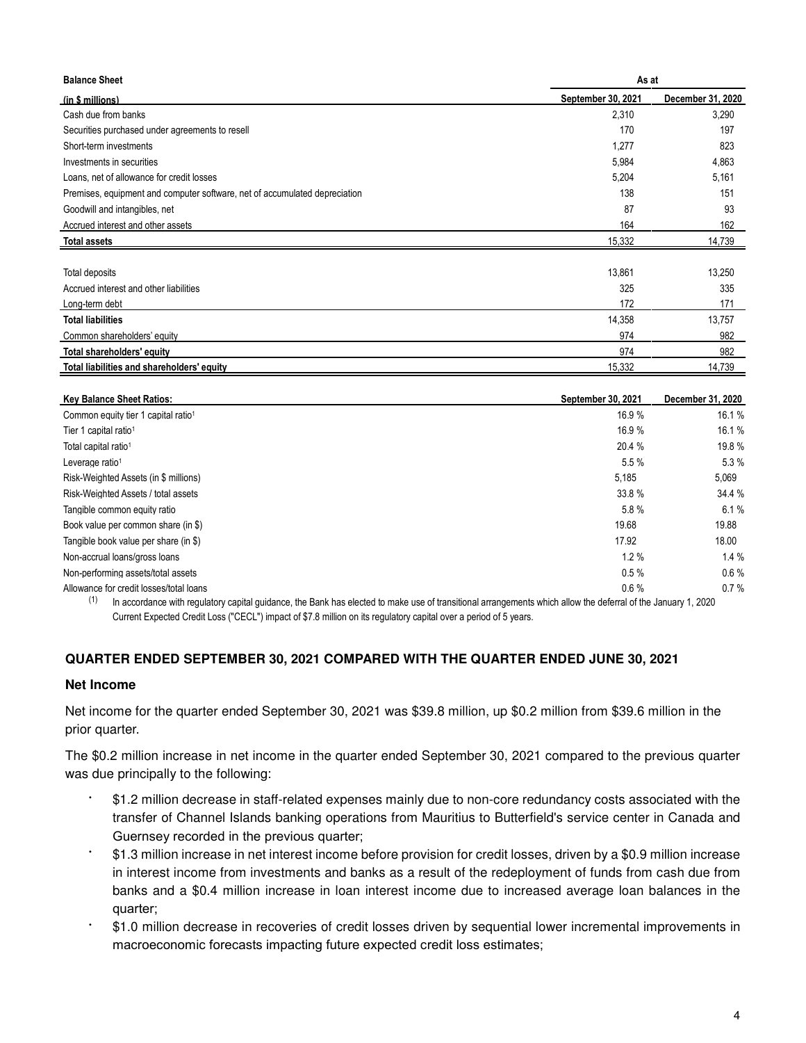| Balance Sheet | As at | |
|---|---|---|
| (in $ millions) | September 30, 2021 | December 31, 2020 |
| Cash due from banks | 2,310 | 3,290 |
| Securities purchased under agreements to resell | 170 | 197 |
| Short-term investments | 1,277 | 823 |
| Investments in securities | 5,984 | 4,863 |
| Loans, net of allowance for credit losses | 5,204 | 5,161 |
| Premises, equipment and computer software, net of accumulated depreciation | 138 | 151 |
| Goodwill and intangibles, net | 87 | 93 |
| Accrued interest and other assets | 164 | 162 |
| **Total assets** | 15,332 | 14,739 |
| | | |
| Total deposits | 13,861 | 13,250 |
| Accrued interest and other liabilities | 325 | 335 |
| Long-term debt | 172 | 171 |
| **Total liabilities** | 14,358 | 13,757 |
| Common shareholders' equity | 974 | 982 |
| **Total shareholders' equity** | 974 | 982 |
| **Total liabilities and shareholders' equity** | 15,332 | 14,739 |

| Key Balance Sheet Ratios: | September 30, 2021 | December 31, 2020 |
|---|---|---|
| Common equity tier 1 capital ratio[1] | 16.9 % | 16.1 % |
| Tier 1 capital ratio[1] | 16.9 % | 16.1 % |
| Total capital ratio[1] | 20.4 % | 19.8 % |
| Leverage ratio[1] | 5.5 % | 5.3 % |
| Risk-Weighted Assets (in $ millions) | 5,185 | 5,069 |
| Risk-Weighted Assets / total assets | 33.8 % | 34.4 % |
| Tangible common equity ratio | 5.8 % | 6.1 % |
| Book value per common share (in $) | 19.68 | 19.88 |
| Tangible book value per share (in $) | 17.92 | 18.00 |
| Non-accrual loans/gross loans | 1.2 % | 1.4 % |
| Non-performing assets/total assets | 0.5 % | 0.6 % |
| Allowance for credit losses/total loans | 0.6 % | 0.7 % |

(1) In accordance with regulatory capital guidance, the Bank has elected to make use of transitional arrangements which allow the deferral of the January 1, 2020 Current Expected Credit Loss ("CECL") impact of $7.8 million on its regulatory capital over a period of 5 years.

## QUARTER ENDED SEPTEMBER 30, 2021 COMPARED WITH THE QUARTER ENDED JUNE 30, 2021

### Net Income

Net income for the quarter ended September 30, 2021 was $39.8 million, up $0.2 million from $39.6 million in the prior quarter.

The $0.2 million increase in net income in the quarter ended September 30, 2021 compared to the previous quarter was due principally to the following:

- $1.2 million decrease in staff-related expenses mainly due to non-core redundancy costs associated with the transfer of Channel Islands banking operations from Mauritius to Butterfield's service center in Canada and Guernsey recorded in the previous quarter;
- $1.3 million increase in net interest income before provision for credit losses, driven by a $0.9 million increase in interest income from investments and banks as a result of the redeployment of funds from cash due from banks and a $0.4 million increase in loan interest income due to increased average loan balances in the quarter;
- $1.0 million decrease in recoveries of credit losses driven by sequential lower incremental improvements in macroeconomic forecasts impacting future expected credit loss estimates;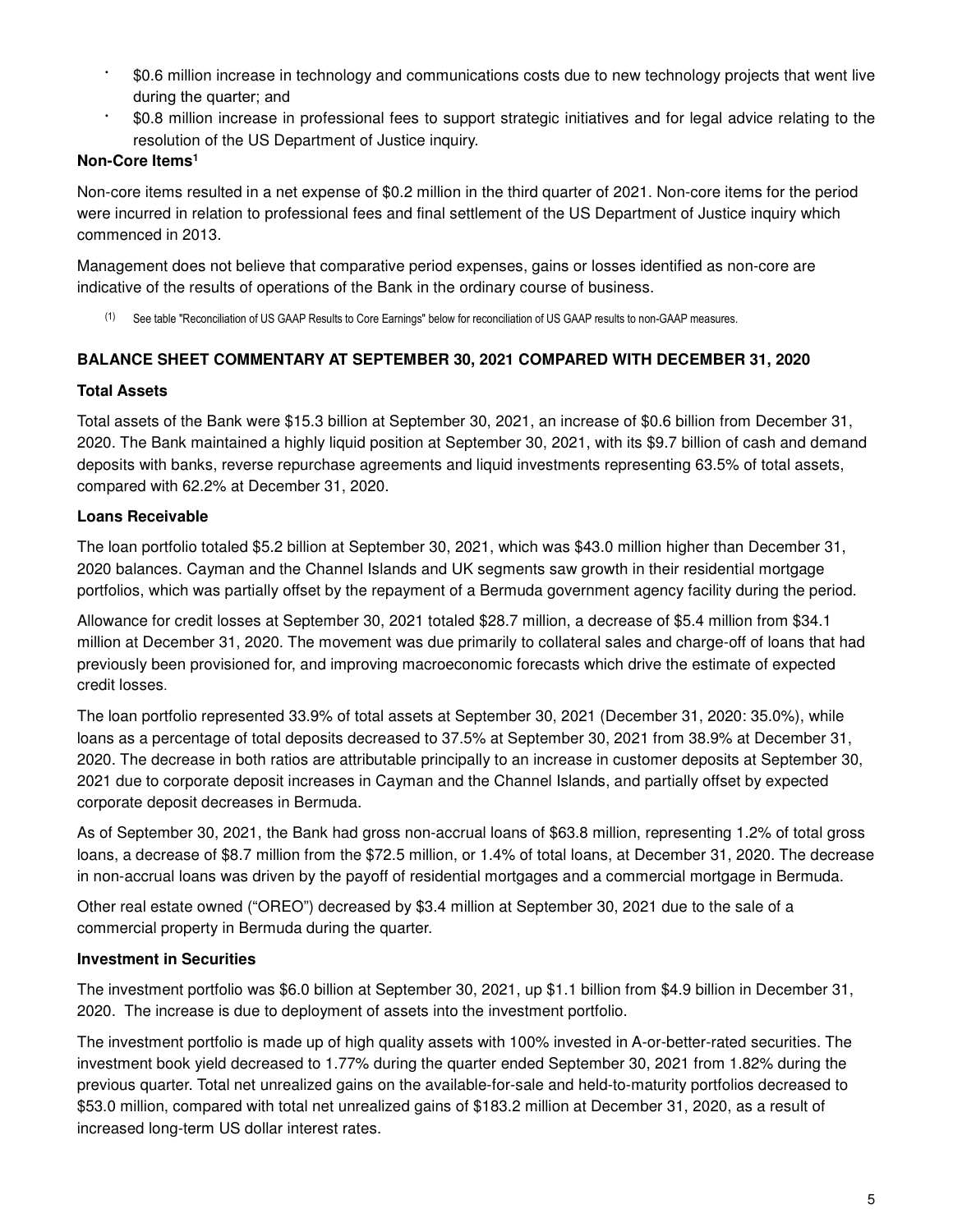- $0.6 million increase in technology and communications costs due to new technology projects that went live during the quarter; and
- $0.8 million increase in professional fees to support strategic initiatives and for legal advice relating to the resolution of the US Department of Justice inquiry.

**Non-Core Items[1]**

Non-core items resulted in a net expense of $0.2 million in the third quarter of 2021. Non-core items for the period were incurred in relation to professional fees and final settlement of the US Department of Justice inquiry which commenced in 2013.

Management does not believe that comparative period expenses, gains or losses identified as non-core are indicative of the results of operations of the Bank in the ordinary course of business.

(1) See table "Reconciliation of US GAAP Results to Core Earnings" below for reconciliation of US GAAP results to non-GAAP measures.

**BALANCE SHEET COMMENTARY AT SEPTEMBER 30, 2021 COMPARED WITH DECEMBER 31, 2020**

**Total Assets**

Total assets of the Bank were $15.3 billion at September 30, 2021, an increase of $0.6 billion from December 31, 2020. The Bank maintained a highly liquid position at September 30, 2021, with its $9.7 billion of cash and demand deposits with banks, reverse repurchase agreements and liquid investments representing 63.5% of total assets, compared with 62.2% at December 31, 2020.

**Loans Receivable**

The loan portfolio totaled $5.2 billion at September 30, 2021, which was $43.0 million higher than December 31, 2020 balances. Cayman and the Channel Islands and UK segments saw growth in their residential mortgage portfolios, which was partially offset by the repayment of a Bermuda government agency facility during the period.

Allowance for credit losses at September 30, 2021 totaled $28.7 million, a decrease of $5.4 million from $34.1 million at December 31, 2020. The movement was due primarily to collateral sales and charge-off of loans that had previously been provisioned for, and improving macroeconomic forecasts which drive the estimate of expected credit losses.

The loan portfolio represented 33.9% of total assets at September 30, 2021 (December 31, 2020: 35.0%), while loans as a percentage of total deposits decreased to 37.5% at September 30, 2021 from 38.9% at December 31, 2020. The decrease in both ratios are attributable principally to an increase in customer deposits at September 30, 2021 due to corporate deposit increases in Cayman and the Channel Islands, and partially offset by expected corporate deposit decreases in Bermuda.

As of September 30, 2021, the Bank had gross non-accrual loans of $63.8 million, representing 1.2% of total gross loans, a decrease of $8.7 million from the $72.5 million, or 1.4% of total loans, at December 31, 2020. The decrease in non-accrual loans was driven by the payoff of residential mortgages and a commercial mortgage in Bermuda.

Other real estate owned ("OREO") decreased by $3.4 million at September 30, 2021 due to the sale of a commercial property in Bermuda during the quarter.

**Investment in Securities**

The investment portfolio was $6.0 billion at September 30, 2021, up $1.1 billion from $4.9 billion in December 31, 2020. The increase is due to deployment of assets into the investment portfolio.

The investment portfolio is made up of high quality assets with 100% invested in A-or-better-rated securities. The investment book yield decreased to 1.77% during the quarter ended September 30, 2021 from 1.82% during the previous quarter. Total net unrealized gains on the available-for-sale and held-to-maturity portfolios decreased to $53.0 million, compared with total net unrealized gains of $183.2 million at December 31, 2020, as a result of increased long-term US dollar interest rates.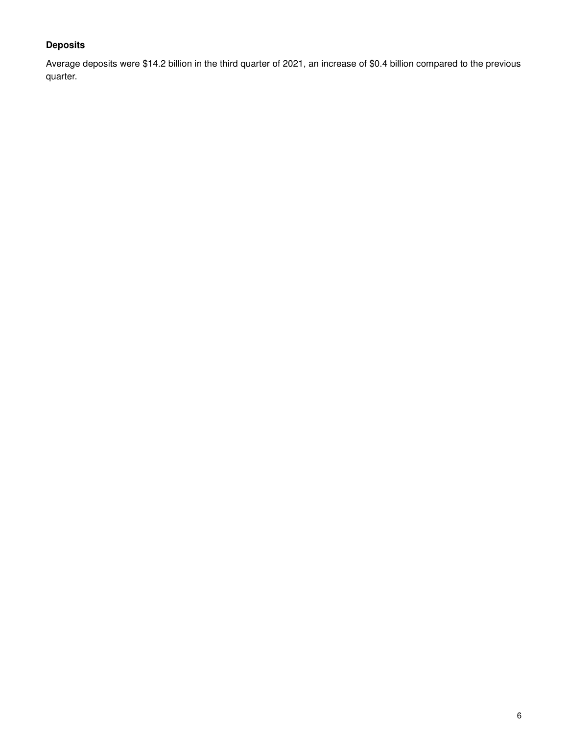**Deposits**

Average deposits were $14.2 billion in the third quarter of 2021, an increase of $0.4 billion compared to the previous quarter.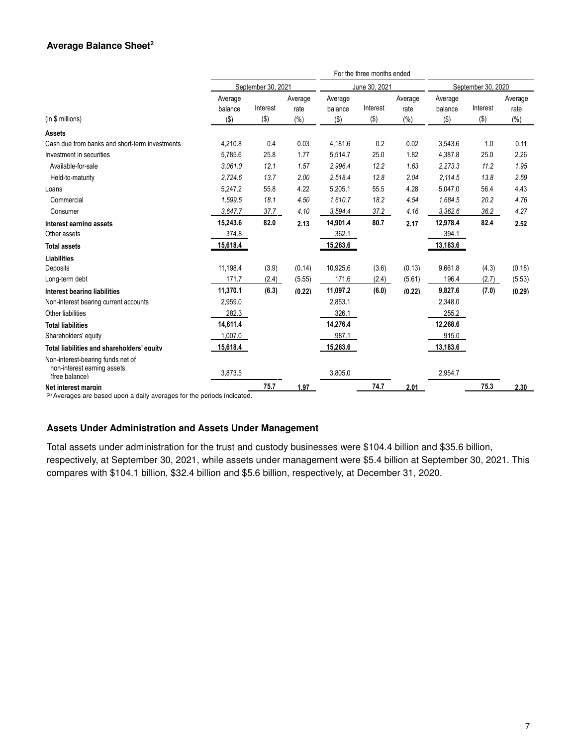## Average Balance Sheet[2]

| | For the three months ended | | | | | | | | |
|---|---|---|---|---|---|---|---|---|---|
| | September 30, 2021 | | | June 30, 2021 | | | September 30, 2020 | | |
| (in $ millions) | Average balance ($) | Interest ($) | Average rate (%) | Average balance ($) | Interest ($) | Average rate (%) | Average balance ($) | Interest ($) | Average rate (%) |
| **Assets** | | | | | | | | | |
| Cash due from banks and short-term investments | 4,210.8 | 0.4 | 0.03 | 4,181.6 | 0.2 | 0.02 | 3,543.6 | 1.0 | 0.11 |
| Investment in securities | 5,785.6 | 25.8 | 1.77 | 5,514.7 | 25.0 | 1.82 | 4,387.8 | 25.0 | 2.26 |
| *Available-for-sale* | *3,061.0* | *12.1* | *1.57* | *2,996.4* | *12.2* | *1.63* | *2,273.3* | *11.2* | *1.95* |
| *Held-to-maturity* | *2,724.6* | *13.7* | *2.00* | *2,518.4* | *12.8* | *2.04* | *2,114.5* | *13.8* | *2.59* |
| Loans | 5,247.2 | 55.8 | 4.22 | 5,205.1 | 55.5 | 4.28 | 5,047.0 | 56.4 | 4.43 |
| *Commercial* | *1,599.5* | *18.1* | *4.50* | *1,610.7* | *18.2* | *4.54* | *1,684.5* | *20.2* | *4.76* |
| *Consumer* | *3,647.7* | *37.7* | *4.10* | *3,594.4* | *37.2* | *4.16* | *3,362.6* | *36.2* | *4.27* |
| **Interest earning assets** | **15,243.6** | **82.0** | **2.13** | **14,901.4** | **80.7** | **2.17** | **12,978.4** | **82.4** | **2.52** |
| Other assets | 374.8 | | | 362.1 | | | 394.1 | | |
| **Total assets** | **15,618.4** | | | **15,263.6** | | | **13,183.6** | | |
| **Liabilities** | | | | | | | | | |
| Deposits | 11,198.4 | (3.9) | (0.14) | 10,925.6 | (3.6) | (0.13) | 9,661.8 | (4.3) | (0.18) |
| Long-term debt | 171.7 | (2.4) | (5.55) | 171.6 | (2.4) | (5.61) | 196.4 | (2.7) | (5.53) |
| **Interest bearing liabilities** | **11,370.1** | **(6.3)** | **(0.22)** | **11,097.2** | **(6.0)** | **(0.22)** | **9,827.6** | **(7.0)** | **(0.29)** |
| Non-interest bearing current accounts | 2,959.0 | | | 2,853.1 | | | 2,348.0 | | |
| Other liabilities | 282.3 | | | 326.1 | | | 255.2 | | |
| **Total liabilities** | **14,611.4** | | | **14,276.4** | | | **12,268.6** | | |
| Shareholders' equity | 1,007.0 | | | 987.1 | | | 915.0 | | |
| **Total liabilities and shareholders' equity** | **15,618.4** | | | **15,263.6** | | | **13,183.6** | | |
| Non-interest-bearing funds net of non-interest earning assets (free balance) | 3,873.5 | | | 3,805.0 | | | 2,954.7 | | |
| **Net interest margin** | | **75.7** | **1.97** | | **74.7** | **2.01** | | **75.3** | **2.30** |

(2) Averages are based upon a daily averages for the periods indicated.

## Assets Under Administration and Assets Under Management

Total assets under administration for the trust and custody businesses were $104.4 billion and $35.6 billion, respectively, at September 30, 2021, while assets under management were $5.4 billion at September 30, 2021. This compares with $104.1 billion, $32.4 billion and $5.6 billion, respectively, at December 31, 2020.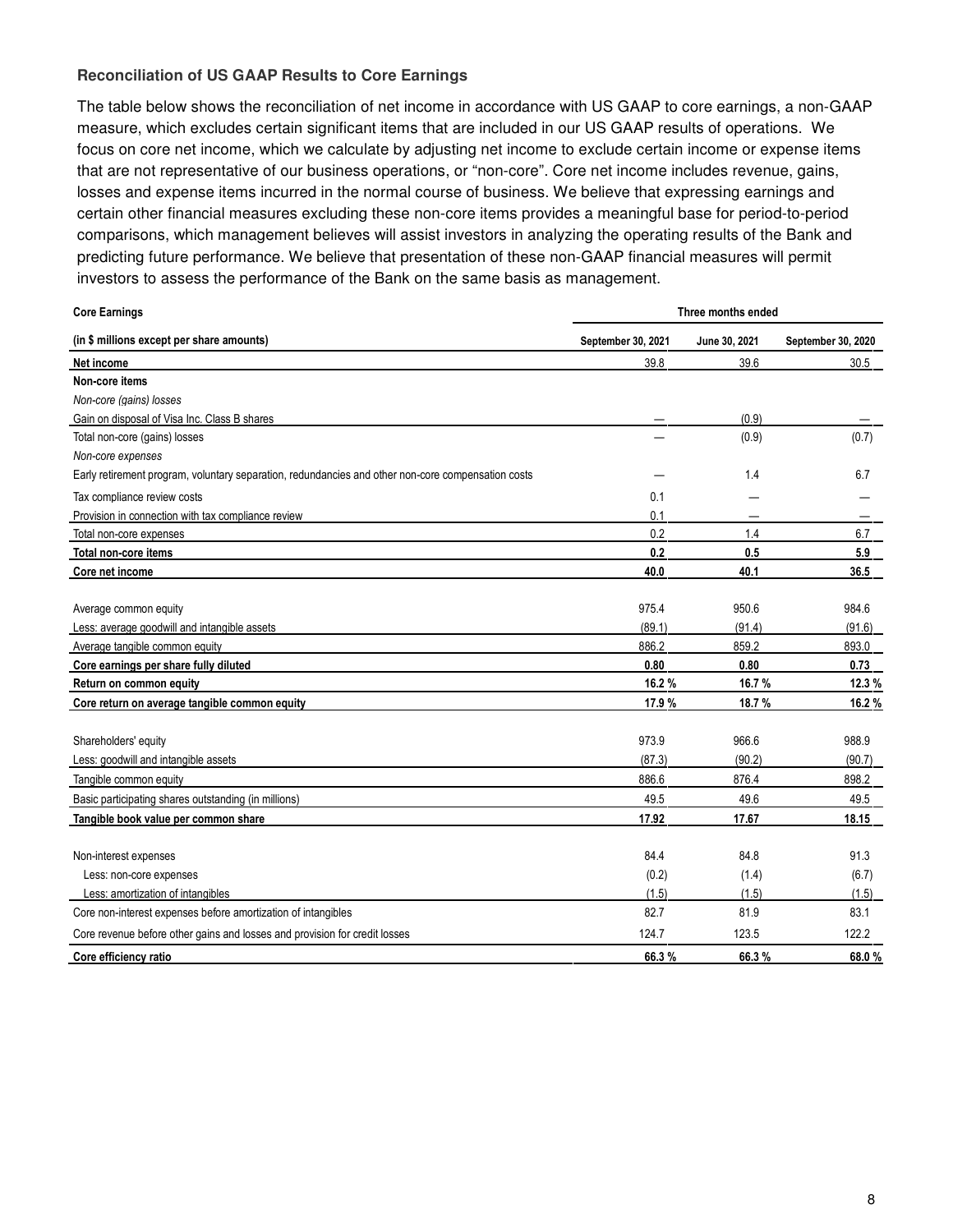### Reconciliation of US GAAP Results to Core Earnings

The table below shows the reconciliation of net income in accordance with US GAAP to core earnings, a non-GAAP measure, which excludes certain significant items that are included in our US GAAP results of operations. We focus on core net income, which we calculate by adjusting net income to exclude certain income or expense items that are not representative of our business operations, or "non-core". Core net income includes revenue, gains, losses and expense items incurred in the normal course of business. We believe that expressing earnings and certain other financial measures excluding these non-core items provides a meaningful base for period-to-period comparisons, which management believes will assist investors in analyzing the operating results of the Bank and predicting future performance. We believe that presentation of these non-GAAP financial measures will permit investors to assess the performance of the Bank on the same basis as management.

| **Core Earnings** | **Three months ended** | | |
|---|---|---|---|
| **(in $ millions except per share amounts)** | **September 30, 2021** | **June 30, 2021** | **September 30, 2020** |
| **Net income** | 39.8 | 39.6 | 30.5 |
| **Non-core items** | | | |
| *Non-core (gains) losses* | | | |
| Gain on disposal of Visa Inc. Class B shares | — | (0.9) | — |
| Total non-core (gains) losses | — | (0.9) | (0.7) |
| *Non-core expenses* | | | |
| Early retirement program, voluntary separation, redundancies and other non-core compensation costs | — | 1.4 | 6.7 |
| Tax compliance review costs | 0.1 | — | — |
| Provision in connection with tax compliance review | 0.1 | — | — |
| Total non-core expenses | 0.2 | 1.4 | 6.7 |
| **Total non-core items** | **0.2** | **0.5** | **5.9** |
| **Core net income** | **40.0** | **40.1** | **36.5** |
| | | | |
| Average common equity | 975.4 | 950.6 | 984.6 |
| Less: average goodwill and intangible assets | (89.1) | (91.4) | (91.6) |
| Average tangible common equity | 886.2 | 859.2 | 893.0 |
| **Core earnings per share fully diluted** | **0.80** | **0.80** | **0.73** |
| **Return on common equity** | **16.2 %** | **16.7 %** | **12.3 %** |
| **Core return on average tangible common equity** | **17.9 %** | **18.7 %** | **16.2 %** |
| | | | |
| Shareholders' equity | 973.9 | 966.6 | 988.9 |
| Less: goodwill and intangible assets | (87.3) | (90.2) | (90.7) |
| Tangible common equity | 886.6 | 876.4 | 898.2 |
| Basic participating shares outstanding (in millions) | 49.5 | 49.6 | 49.5 |
| **Tangible book value per common share** | **17.92** | **17.67** | **18.15** |
| | | | |
| Non-interest expenses | 84.4 | 84.8 | 91.3 |
| Less: non-core expenses | (0.2) | (1.4) | (6.7) |
| Less: amortization of intangibles | (1.5) | (1.5) | (1.5) |
| Core non-interest expenses before amortization of intangibles | 82.7 | 81.9 | 83.1 |
| Core revenue before other gains and losses and provision for credit losses | 124.7 | 123.5 | 122.2 |
| **Core efficiency ratio** | **66.3 %** | **66.3 %** | **68.0 %** |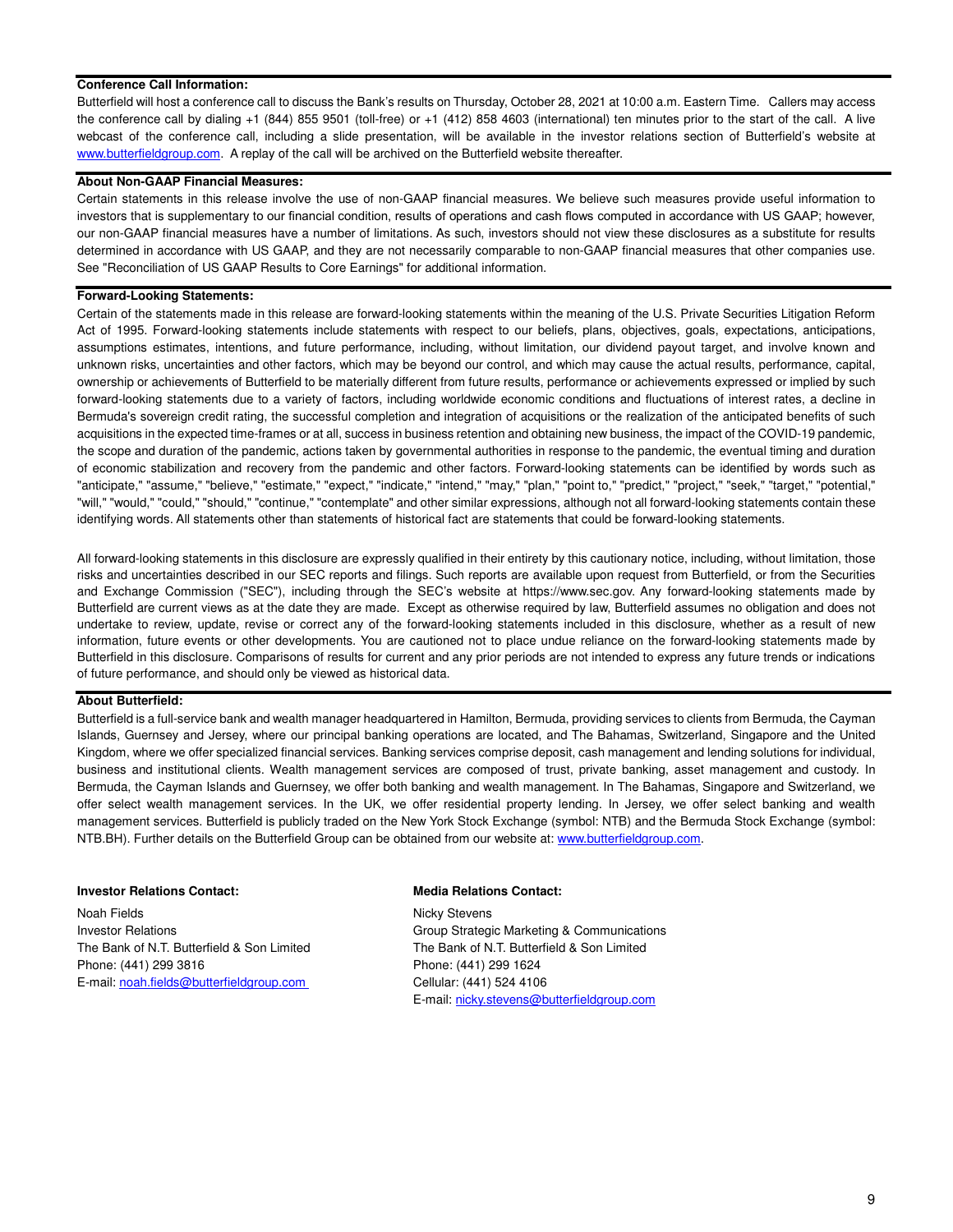**Conference Call Information:**

Butterfield will host a conference call to discuss the Bank's results on Thursday, October 28, 2021 at 10:00 a.m. Eastern Time. Callers may access the conference call by dialing +1 (844) 855 9501 (toll-free) or +1 (412) 858 4603 (international) ten minutes prior to the start of the call. A live webcast of the conference call, including a slide presentation, will be available in the investor relations section of Butterfield's website at www.butterfieldgroup.com. A replay of the call will be archived on the Butterfield website thereafter.

**About Non-GAAP Financial Measures:**

Certain statements in this release involve the use of non-GAAP financial measures. We believe such measures provide useful information to investors that is supplementary to our financial condition, results of operations and cash flows computed in accordance with US GAAP; however, our non-GAAP financial measures have a number of limitations. As such, investors should not view these disclosures as a substitute for results determined in accordance with US GAAP, and they are not necessarily comparable to non-GAAP financial measures that other companies use. See "Reconciliation of US GAAP Results to Core Earnings" for additional information.

**Forward-Looking Statements:**

Certain of the statements made in this release are forward-looking statements within the meaning of the U.S. Private Securities Litigation Reform Act of 1995. Forward-looking statements include statements with respect to our beliefs, plans, objectives, goals, expectations, anticipations, assumptions estimates, intentions, and future performance, including, without limitation, our dividend payout target, and involve known and unknown risks, uncertainties and other factors, which may be beyond our control, and which may cause the actual results, performance, capital, ownership or achievements of Butterfield to be materially different from future results, performance or achievements expressed or implied by such forward-looking statements due to a variety of factors, including worldwide economic conditions and fluctuations of interest rates, a decline in Bermuda's sovereign credit rating, the successful completion and integration of acquisitions or the realization of the anticipated benefits of such acquisitions in the expected time-frames or at all, success in business retention and obtaining new business, the impact of the COVID-19 pandemic, the scope and duration of the pandemic, actions taken by governmental authorities in response to the pandemic, the eventual timing and duration of economic stabilization and recovery from the pandemic and other factors. Forward-looking statements can be identified by words such as "anticipate," "assume," "believe," "estimate," "expect," "indicate," "intend," "may," "plan," "point to," "predict," "project," "seek," "target," "potential," "will," "would," "could," "should," "continue," "contemplate" and other similar expressions, although not all forward-looking statements contain these identifying words. All statements other than statements of historical fact are statements that could be forward-looking statements.

All forward-looking statements in this disclosure are expressly qualified in their entirety by this cautionary notice, including, without limitation, those risks and uncertainties described in our SEC reports and filings. Such reports are available upon request from Butterfield, or from the Securities and Exchange Commission ("SEC"), including through the SEC's website at https://www.sec.gov. Any forward-looking statements made by Butterfield are current views as at the date they are made. Except as otherwise required by law, Butterfield assumes no obligation and does not undertake to review, update, revise or correct any of the forward-looking statements included in this disclosure, whether as a result of new information, future events or other developments. You are cautioned not to place undue reliance on the forward-looking statements made by Butterfield in this disclosure. Comparisons of results for current and any prior periods are not intended to express any future trends or indications of future performance, and should only be viewed as historical data.

**About Butterfield:**

Butterfield is a full-service bank and wealth manager headquartered in Hamilton, Bermuda, providing services to clients from Bermuda, the Cayman Islands, Guernsey and Jersey, where our principal banking operations are located, and The Bahamas, Switzerland, Singapore and the United Kingdom, where we offer specialized financial services. Banking services comprise deposit, cash management and lending solutions for individual, business and institutional clients. Wealth management services are composed of trust, private banking, asset management and custody. In Bermuda, the Cayman Islands and Guernsey, we offer both banking and wealth management. In The Bahamas, Singapore and Switzerland, we offer select wealth management services. In the UK, we offer residential property lending. In Jersey, we offer select banking and wealth management services. Butterfield is publicly traded on the New York Stock Exchange (symbol: NTB) and the Bermuda Stock Exchange (symbol: NTB.BH). Further details on the Butterfield Group can be obtained from our website at: www.butterfieldgroup.com.

**Investor Relations Contact:**

Noah Fields
Investor Relations
The Bank of N.T. Butterfield & Son Limited
Phone: (441) 299 3816
E-mail: noah.fields@butterfieldgroup.com

**Media Relations Contact:**

Nicky Stevens
Group Strategic Marketing & Communications
The Bank of N.T. Butterfield & Son Limited
Phone: (441) 299 1624
Cellular: (441) 524 4106
E-mail: nicky.stevens@butterfieldgroup.com